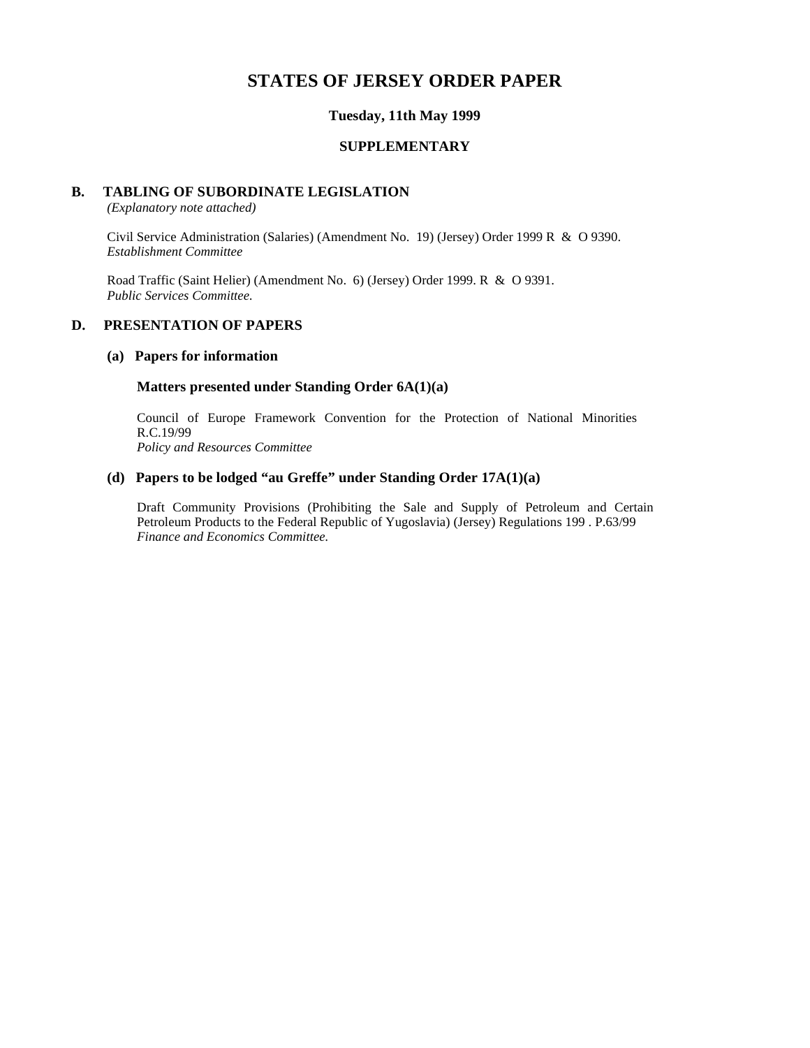# STATES OF JERSEY ORDER PAPER

### Tuesday, 11th May 1999

### SUPPLEMENTARY

## B. TABLING OF SUBORDINATE LEGISLATION

*(Explanatory note attached)*

Civil Service Administration (Salaries) (Amendment No. 19) (Jersey) Order 1999 R & O 9390.
*Establishment Committee*

Road Traffic (Saint Helier) (Amendment No. 6) (Jersey) Order 1999. R & O 9391.
*Public Services Committee.*

## D. PRESENTATION OF PAPERS

### (a) Papers for information

#### Matters presented under Standing Order 6A(1)(a)

Council of Europe Framework Convention for the Protection of National Minorities R.C.19/99
*Policy and Resources Committee*

### (d) Papers to be lodged "au Greffe" under Standing Order 17A(1)(a)

Draft Community Provisions (Prohibiting the Sale and Supply of Petroleum and Certain Petroleum Products to the Federal Republic of Yugoslavia) (Jersey) Regulations 199 . P.63/99
*Finance and Economics Committee.*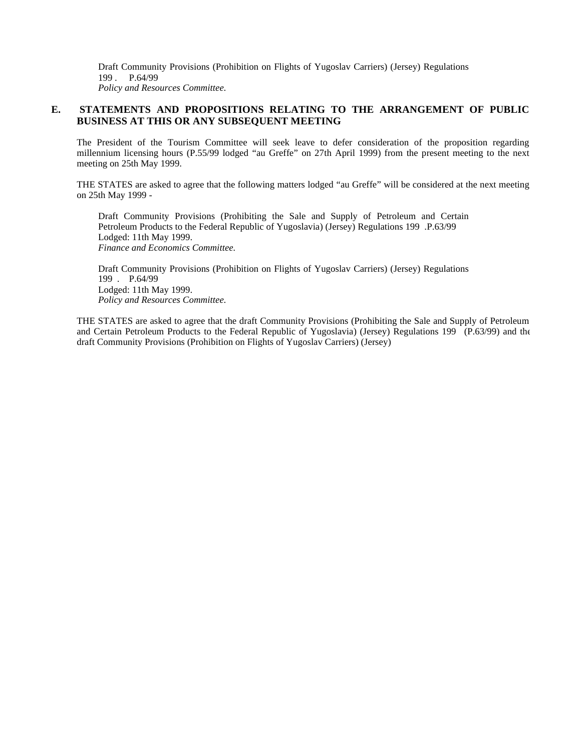Draft Community Provisions (Prohibition on Flights of Yugoslav Carriers) (Jersey) Regulations 199 . P.64/99
*Policy and Resources Committee.*

## E. STATEMENTS AND PROPOSITIONS RELATING TO THE ARRANGEMENT OF PUBLIC BUSINESS AT THIS OR ANY SUBSEQUENT MEETING

The President of the Tourism Committee will seek leave to defer consideration of the proposition regarding millennium licensing hours (P.55/99 lodged "au Greffe" on 27th April 1999) from the present meeting to the next meeting on 25th May 1999.

THE STATES are asked to agree that the following matters lodged "au Greffe" will be considered at the next meeting on 25th May 1999 -

Draft Community Provisions (Prohibiting the Sale and Supply of Petroleum and Certain Petroleum Products to the Federal Republic of Yugoslavia) (Jersey) Regulations 199 .P.63/99
Lodged: 11th May 1999.
*Finance and Economics Committee.*

Draft Community Provisions (Prohibition on Flights of Yugoslav Carriers) (Jersey) Regulations 199 . P.64/99
Lodged: 11th May 1999.
*Policy and Resources Committee.*

THE STATES are asked to agree that the draft Community Provisions (Prohibiting the Sale and Supply of Petroleum and Certain Petroleum Products to the Federal Republic of Yugoslavia) (Jersey) Regulations 199 (P.63/99) and the draft Community Provisions (Prohibition on Flights of Yugoslav Carriers) (Jersey)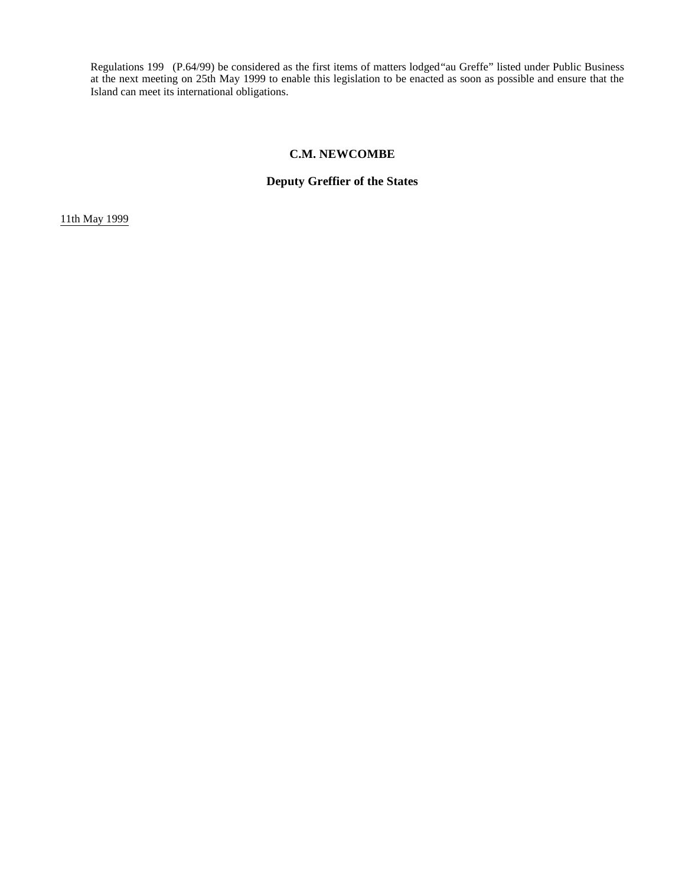Regulations 199  (P.64/99) be considered as the first items of matters lodged "au Greffe" listed under Public Business at the next meeting on 25th May 1999 to enable this legislation to be enacted as soon as possible and ensure that the Island can meet its international obligations.

**C.M. NEWCOMBE**

**Deputy Greffier of the States**

11th May 1999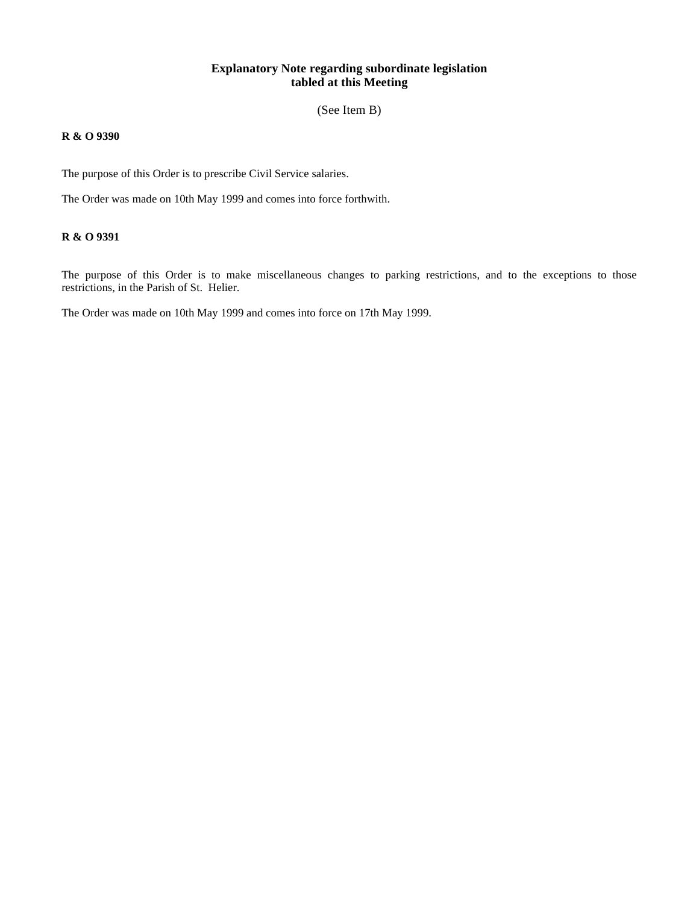**Explanatory Note regarding subordinate legislation tabled at this Meeting**

(See Item B)

**R & O 9390**

The purpose of this Order is to prescribe Civil Service salaries.

The Order was made on 10th May 1999 and comes into force forthwith.

**R & O 9391**

The purpose of this Order is to make miscellaneous changes to parking restrictions, and to the exceptions to those restrictions, in the Parish of St. Helier.

The Order was made on 10th May 1999 and comes into force on 17th May 1999.